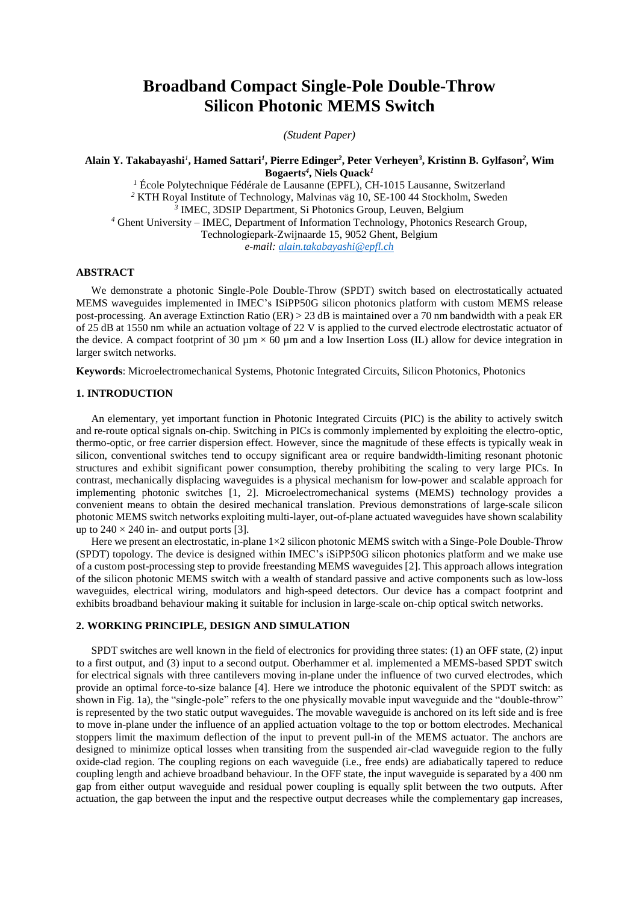# Broadband Compact Single-Pole Double-Throw Silicon Photonic MEMS Switch

*(Student Paper)*

**Alain Y. Takabayashi[1], Hamed Sattari[1], Pierre Edinger[2], Peter Verheyen[3], Kristinn B. Gylfason[2], Wim Bogaerts[4], Niels Quack[1]**

[1] École Polytechnique Fédérale de Lausanne (EPFL), CH-1015 Lausanne, Switzerland
[2] KTH Royal Institute of Technology, Malvinas väg 10, SE-100 44 Stockholm, Sweden
[3] IMEC, 3DSIP Department, Si Photonics Group, Leuven, Belgium
[4] Ghent University – IMEC, Department of Information Technology, Photonics Research Group, Technologiepark-Zwijnaarde 15, 9052 Ghent, Belgium
*e-mail: alain.takabayashi@epfl.ch*

## ABSTRACT

We demonstrate a photonic Single-Pole Double-Throw (SPDT) switch based on electrostatically actuated MEMS waveguides implemented in IMEC's ISiPP50G silicon photonics platform with custom MEMS release post-processing. An average Extinction Ratio (ER) > 23 dB is maintained over a 70 nm bandwidth with a peak ER of 25 dB at 1550 nm while an actuation voltage of 22 V is applied to the curved electrode electrostatic actuator of the device. A compact footprint of 30 µm × 60 µm and a low Insertion Loss (IL) allow for device integration in larger switch networks.

**Keywords**: Microelectromechanical Systems, Photonic Integrated Circuits, Silicon Photonics, Photonics

## 1. INTRODUCTION

An elementary, yet important function in Photonic Integrated Circuits (PIC) is the ability to actively switch and re-route optical signals on-chip. Switching in PICs is commonly implemented by exploiting the electro-optic, thermo-optic, or free carrier dispersion effect. However, since the magnitude of these effects is typically weak in silicon, conventional switches tend to occupy significant area or require bandwidth-limiting resonant photonic structures and exhibit significant power consumption, thereby prohibiting the scaling to very large PICs. In contrast, mechanically displacing waveguides is a physical mechanism for low-power and scalable approach for implementing photonic switches [1, 2]. Microelectromechanical systems (MEMS) technology provides a convenient means to obtain the desired mechanical translation. Previous demonstrations of large-scale silicon photonic MEMS switch networks exploiting multi-layer, out-of-plane actuated waveguides have shown scalability up to 240 × 240 in- and output ports [3].

Here we present an electrostatic, in-plane 1×2 silicon photonic MEMS switch with a Singe-Pole Double-Throw (SPDT) topology. The device is designed within IMEC's iSiPP50G silicon photonics platform and we make use of a custom post-processing step to provide freestanding MEMS waveguides [2]. This approach allows integration of the silicon photonic MEMS switch with a wealth of standard passive and active components such as low-loss waveguides, electrical wiring, modulators and high-speed detectors. Our device has a compact footprint and exhibits broadband behaviour making it suitable for inclusion in large-scale on-chip optical switch networks.

## 2. WORKING PRINCIPLE, DESIGN AND SIMULATION

SPDT switches are well known in the field of electronics for providing three states: (1) an OFF state, (2) input to a first output, and (3) input to a second output. Oberhammer et al. implemented a MEMS-based SPDT switch for electrical signals with three cantilevers moving in-plane under the influence of two curved electrodes, which provide an optimal force-to-size balance [4]. Here we introduce the photonic equivalent of the SPDT switch: as shown in Fig. 1a), the "single-pole" refers to the one physically movable input waveguide and the "double-throw" is represented by the two static output waveguides. The movable waveguide is anchored on its left side and is free to move in-plane under the influence of an applied actuation voltage to the top or bottom electrodes. Mechanical stoppers limit the maximum deflection of the input to prevent pull-in of the MEMS actuator. The anchors are designed to minimize optical losses when transiting from the suspended air-clad waveguide region to the fully oxide-clad region. The coupling regions on each waveguide (i.e., free ends) are adiabatically tapered to reduce coupling length and achieve broadband behaviour. In the OFF state, the input waveguide is separated by a 400 nm gap from either output waveguide and residual power coupling is equally split between the two outputs. After actuation, the gap between the input and the respective output decreases while the complementary gap increases,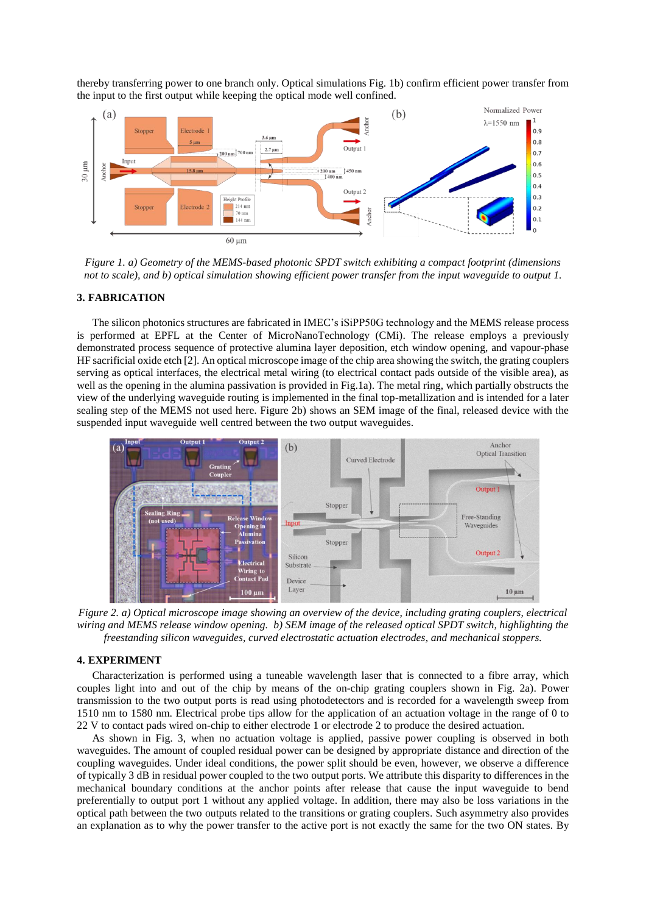thereby transferring power to one branch only. Optical simulations Fig. 1b) confirm efficient power transfer from the input to the first output while keeping the optical mode well confined.

*Figure 1. a) Geometry of the MEMS-based photonic SPDT switch exhibiting a compact footprint (dimensions not to scale), and b) optical simulation showing efficient power transfer from the input waveguide to output 1.*

## 3. FABRICATION

The silicon photonics structures are fabricated in IMEC's iSiPP50G technology and the MEMS release process is performed at EPFL at the Center of MicroNanoTechnology (CMi). The release employs a previously demonstrated process sequence of protective alumina layer deposition, etch window opening, and vapour-phase HF sacrificial oxide etch [2]. An optical microscope image of the chip area showing the switch, the grating couplers serving as optical interfaces, the electrical metal wiring (to electrical contact pads outside of the visible area), as well as the opening in the alumina passivation is provided in Fig.1a). The metal ring, which partially obstructs the view of the underlying waveguide routing is implemented in the final top-metallization and is intended for a later sealing step of the MEMS not used here. Figure 2b) shows an SEM image of the final, released device with the suspended input waveguide well centred between the two output waveguides.

*Figure 2. a) Optical microscope image showing an overview of the device, including grating couplers, electrical wiring and MEMS release window opening. b) SEM image of the released optical SPDT switch, highlighting the freestanding silicon waveguides, curved electrostatic actuation electrodes, and mechanical stoppers.*

## 4. EXPERIMENT

Characterization is performed using a tuneable wavelength laser that is connected to a fibre array, which couples light into and out of the chip by means of the on-chip grating couplers shown in Fig. 2a). Power transmission to the two output ports is read using photodetectors and is recorded for a wavelength sweep from 1510 nm to 1580 nm. Electrical probe tips allow for the application of an actuation voltage in the range of 0 to 22 V to contact pads wired on-chip to either electrode 1 or electrode 2 to produce the desired actuation.

As shown in Fig. 3, when no actuation voltage is applied, passive power coupling is observed in both waveguides. The amount of coupled residual power can be designed by appropriate distance and direction of the coupling waveguides. Under ideal conditions, the power split should be even, however, we observe a difference of typically 3 dB in residual power coupled to the two output ports. We attribute this disparity to differences in the mechanical boundary conditions at the anchor points after release that cause the input waveguide to bend preferentially to output port 1 without any applied voltage. In addition, there may also be loss variations in the optical path between the two outputs related to the transitions or grating couplers. Such asymmetry also provides an explanation as to why the power transfer to the active port is not exactly the same for the two ON states. By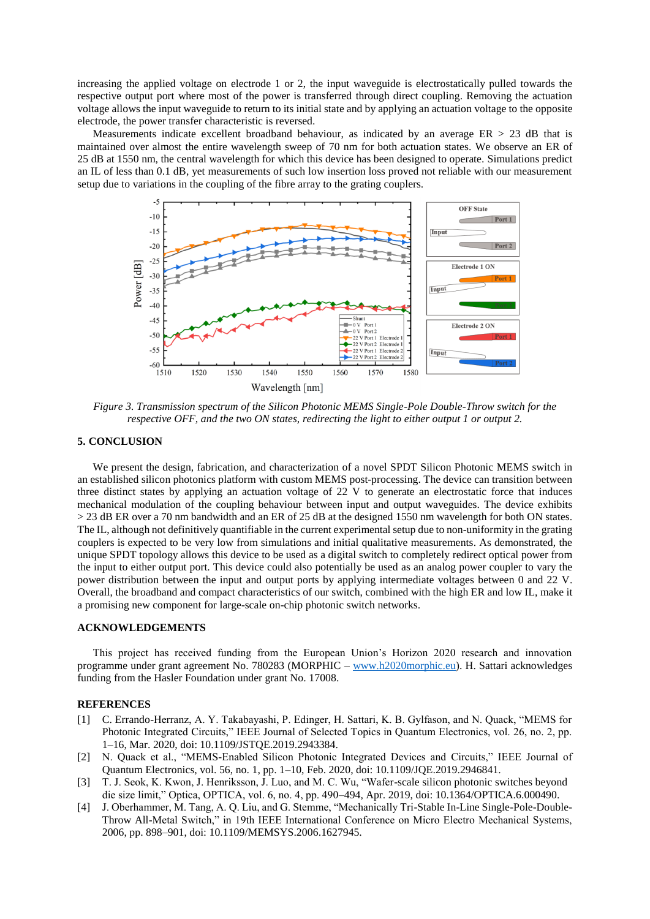increasing the applied voltage on electrode 1 or 2, the input waveguide is electrostatically pulled towards the respective output port where most of the power is transferred through direct coupling. Removing the actuation voltage allows the input waveguide to return to its initial state and by applying an actuation voltage to the opposite electrode, the power transfer characteristic is reversed.

Measurements indicate excellent broadband behaviour, as indicated by an average ER > 23 dB that is maintained over almost the entire wavelength sweep of 70 nm for both actuation states. We observe an ER of 25 dB at 1550 nm, the central wavelength for which this device has been designed to operate. Simulations predict an IL of less than 0.1 dB, yet measurements of such low insertion loss proved not reliable with our measurement setup due to variations in the coupling of the fibre array to the grating couplers.

Power [dB]
-5
-10
-15
-20
-25
-30
-35
-40
-45
-50
-55
-60
1510
1520
1530
1540
1550
1560
1570
1580
Wavelength [nm]

Shunt
0 V Port 1
0 V Port 2
22 V Port 1 Electrode 1
22 V Port 2 Electrode 1
22 V Port 1 Electrode 2
22 V Port 2 Electrode 2

OFF State
Port 1
Input
Port 2

Electrode 1 ON
Port 1
Input
Port 2

Electrode 2 ON
Port 1
Input
Port 2

*Figure 3. Transmission spectrum of the Silicon Photonic MEMS Single-Pole Double-Throw switch for the respective OFF, and the two ON states, redirecting the light to either output 1 or output 2.*

## 5. CONCLUSION

We present the design, fabrication, and characterization of a novel SPDT Silicon Photonic MEMS switch in an established silicon photonics platform with custom MEMS post-processing. The device can transition between three distinct states by applying an actuation voltage of 22 V to generate an electrostatic force that induces mechanical modulation of the coupling behaviour between input and output waveguides. The device exhibits > 23 dB ER over a 70 nm bandwidth and an ER of 25 dB at the designed 1550 nm wavelength for both ON states. The IL, although not definitively quantifiable in the current experimental setup due to non-uniformity in the grating couplers is expected to be very low from simulations and initial qualitative measurements. As demonstrated, the unique SPDT topology allows this device to be used as a digital switch to completely redirect optical power from the input to either output port. This device could also potentially be used as an analog power coupler to vary the power distribution between the input and output ports by applying intermediate voltages between 0 and 22 V. Overall, the broadband and compact characteristics of our switch, combined with the high ER and low IL, make it a promising new component for large-scale on-chip photonic switch networks.

## ACKNOWLEDGEMENTS

This project has received funding from the European Union's Horizon 2020 research and innovation programme under grant agreement No. 780283 (MORPHIC – www.h2020morphic.eu). H. Sattari acknowledges funding from the Hasler Foundation under grant No. 17008.

## REFERENCES

[1] C. Errando-Herranz, A. Y. Takabayashi, P. Edinger, H. Sattari, K. B. Gylfason, and N. Quack, "MEMS for Photonic Integrated Circuits," IEEE Journal of Selected Topics in Quantum Electronics, vol. 26, no. 2, pp. 1–16, Mar. 2020, doi: 10.1109/JSTQE.2019.2943384.

[2] N. Quack et al., "MEMS-Enabled Silicon Photonic Integrated Devices and Circuits," IEEE Journal of Quantum Electronics, vol. 56, no. 1, pp. 1–10, Feb. 2020, doi: 10.1109/JQE.2019.2946841.

[3] T. J. Seok, K. Kwon, J. Henriksson, J. Luo, and M. C. Wu, "Wafer-scale silicon photonic switches beyond die size limit," Optica, OPTICA, vol. 6, no. 4, pp. 490–494, Apr. 2019, doi: 10.1364/OPTICA.6.000490.

[4] J. Oberhammer, M. Tang, A. Q. Liu, and G. Stemme, "Mechanically Tri-Stable In-Line Single-Pole-Double-Throw All-Metal Switch," in 19th IEEE International Conference on Micro Electro Mechanical Systems, 2006, pp. 898–901, doi: 10.1109/MEMSYS.2006.1627945.